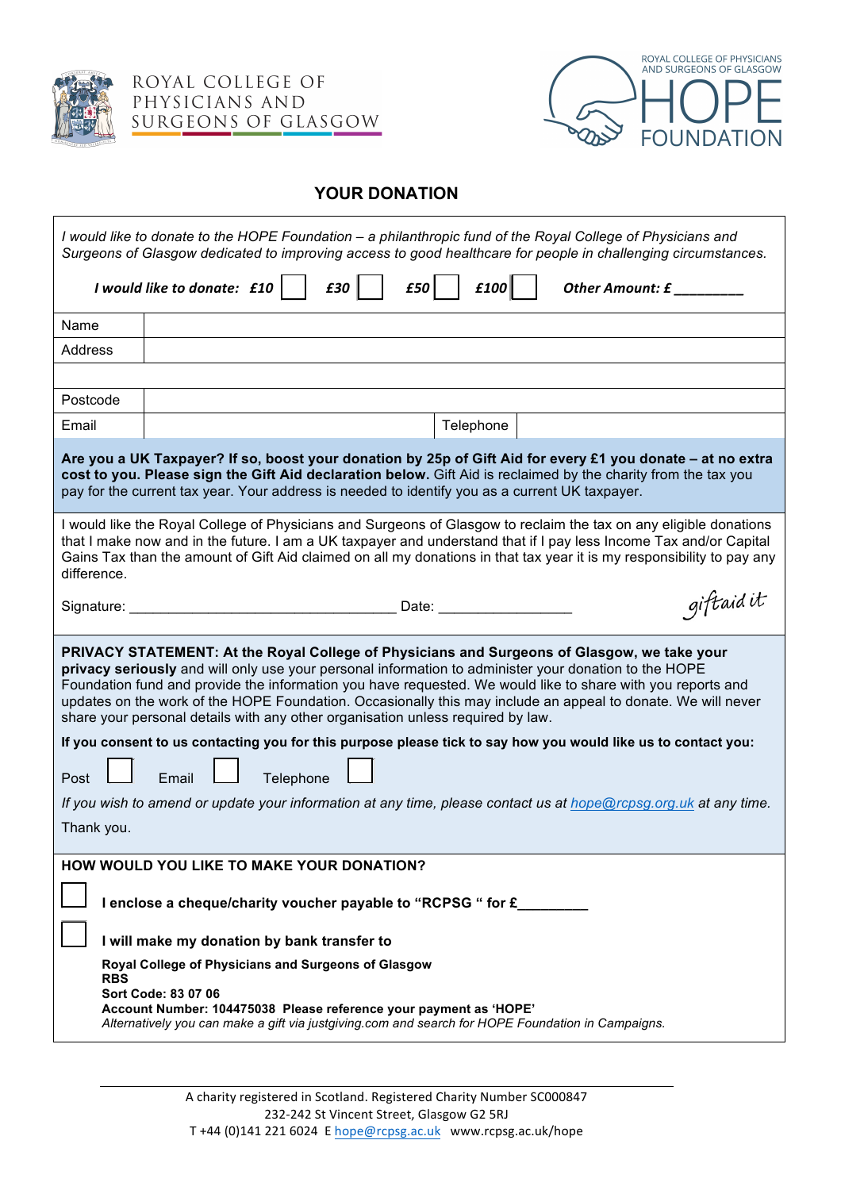ROYAL COLLEGE OF PHYSICIANS AND SURGEONS OF GLASGOW

ROYAL COLLEGE OF PHYSICIANS AND SURGEONS OF GLASGOW HOPE FOUNDATION

## YOUR DONATION

*I would like to donate to the HOPE Foundation – a philanthropic fund of the Royal College of Physicians and Surgeons of Glasgow dedicated to improving access to good healthcare for people in challenging circumstances.*

***I would like to donate: £10*** ☐ ***£30*** ☐ ***£50*** ☐ ***£100*** ☐ ***Other Amount: £ _________***

| Name | | | |
|---|---|---|---|
| Address | | | |
| | | | |
| Postcode | | | |
| Email | | Telephone | |

**Are you a UK Taxpayer? If so, boost your donation by 25p of Gift Aid for every £1 you donate – at no extra cost to you. Please sign the Gift Aid declaration below.** Gift Aid is reclaimed by the charity from the tax you pay for the current tax year. Your address is needed to identify you as a current UK taxpayer.

I would like the Royal College of Physicians and Surgeons of Glasgow to reclaim the tax on any eligible donations that I make now and in the future. I am a UK taxpayer and understand that if I pay less Income Tax and/or Capital Gains Tax than the amount of Gift Aid claimed on all my donations in that tax year it is my responsibility to pay any difference.

Signature: ___________________________________ Date: _________________ *giftaid it*

**PRIVACY STATEMENT: At the Royal College of Physicians and Surgeons of Glasgow, we take your privacy seriously** and will only use your personal information to administer your donation to the HOPE Foundation fund and provide the information you have requested. We would like to share with you reports and updates on the work of the HOPE Foundation. Occasionally this may include an appeal to donate. We will never share your personal details with any other organisation unless required by law.

**If you consent to us contacting you for this purpose please tick to say how you would like us to contact you:**

Post ☐ Email ☐ Telephone ☐

*If you wish to amend or update your information at any time, please contact us at hope@rcpsg.org.uk at any time.*

Thank you.

**HOW WOULD YOU LIKE TO MAKE YOUR DONATION?**

☐ **I enclose a cheque/charity voucher payable to "RCPSG " for £_________**

☐ **I will make my donation by bank transfer to**

**Royal College of Physicians and Surgeons of Glasgow**
**RBS**
**Sort Code: 83 07 06**
**Account Number: 104475038 Please reference your payment as 'HOPE'**
*Alternatively you can make a gift via justgiving.com and search for HOPE Foundation in Campaigns.*

A charity registered in Scotland. Registered Charity Number SC000847
232-242 St Vincent Street, Glasgow G2 5RJ
T +44 (0)141 221 6024 E hope@rcpsg.ac.uk www.rcpsg.ac.uk/hope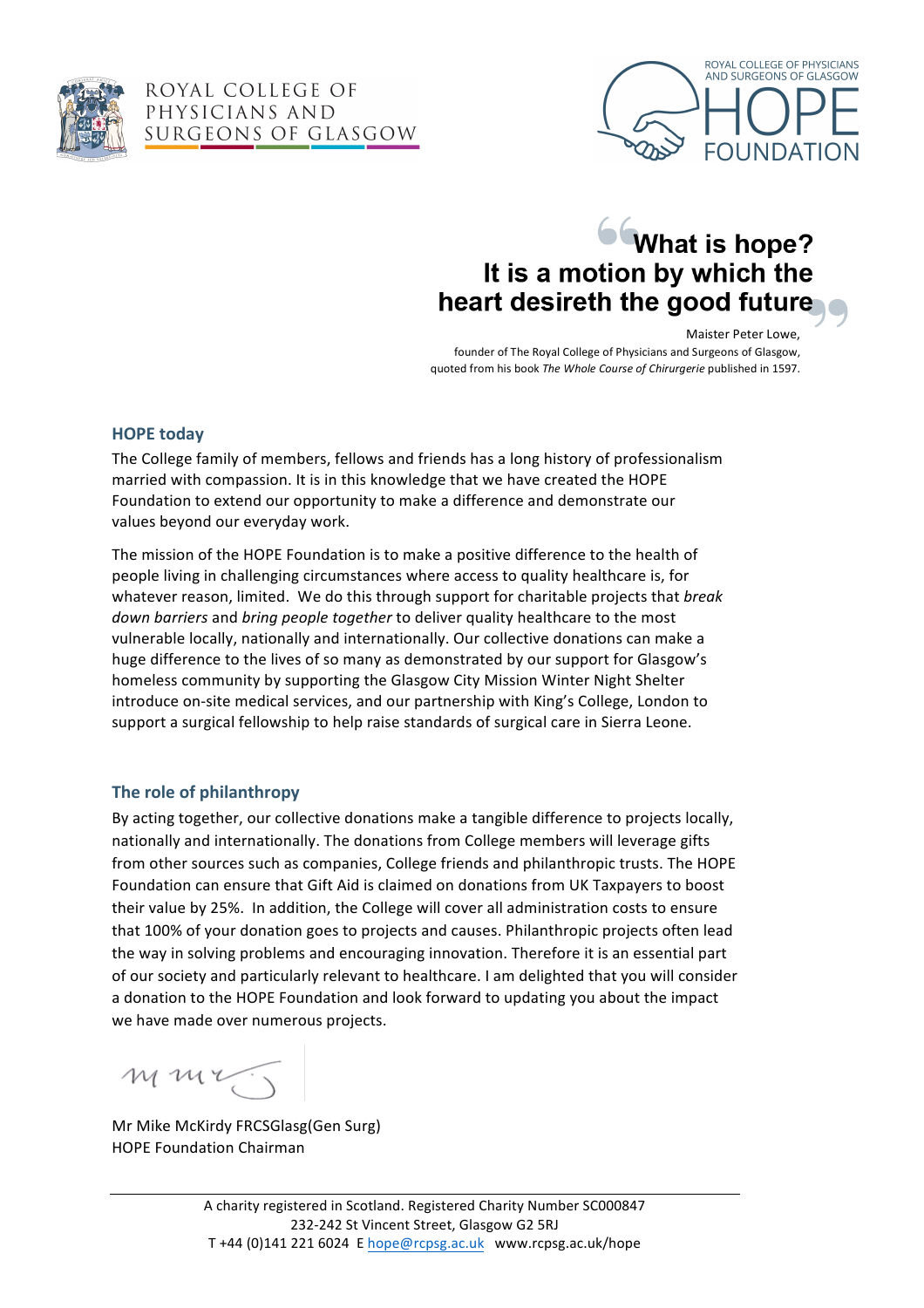ROYAL COLLEGE OF PHYSICIANS AND SURGEONS OF GLASGOW

ROYAL COLLEGE OF PHYSICIANS AND SURGEONS OF GLASGOW
HOPE FOUNDATION

> **"What is hope? It is a motion by which the heart desireth the good future"**
>
> Maister Peter Lowe,
> founder of The Royal College of Physicians and Surgeons of Glasgow,
> quoted from his book *The Whole Course of Chirurgerie* published in 1597.

## HOPE today

The College family of members, fellows and friends has a long history of professionalism married with compassion. It is in this knowledge that we have created the HOPE Foundation to extend our opportunity to make a difference and demonstrate our values beyond our everyday work.

The mission of the HOPE Foundation is to make a positive difference to the health of people living in challenging circumstances where access to quality healthcare is, for whatever reason, limited. We do this through support for charitable projects that *break down barriers* and *bring people together* to deliver quality healthcare to the most vulnerable locally, nationally and internationally. Our collective donations can make a huge difference to the lives of so many as demonstrated by our support for Glasgow's homeless community by supporting the Glasgow City Mission Winter Night Shelter introduce on-site medical services, and our partnership with King's College, London to support a surgical fellowship to help raise standards of surgical care in Sierra Leone.

## The role of philanthropy

By acting together, our collective donations make a tangible difference to projects locally, nationally and internationally. The donations from College members will leverage gifts from other sources such as companies, College friends and philanthropic trusts. The HOPE Foundation can ensure that Gift Aid is claimed on donations from UK Taxpayers to boost their value by 25%. In addition, the College will cover all administration costs to ensure that 100% of your donation goes to projects and causes. Philanthropic projects often lead the way in solving problems and encouraging innovation. Therefore it is an essential part of our society and particularly relevant to healthcare. I am delighted that you will consider a donation to the HOPE Foundation and look forward to updating you about the impact we have made over numerous projects.

Mr Mike McKirdy FRCSGlasg(Gen Surg)
HOPE Foundation Chairman

---

A charity registered in Scotland. Registered Charity Number SC000847
232-242 St Vincent Street, Glasgow G2 5RJ
T +44 (0)141 221 6024 E hope@rcpsg.ac.uk www.rcpsg.ac.uk/hope